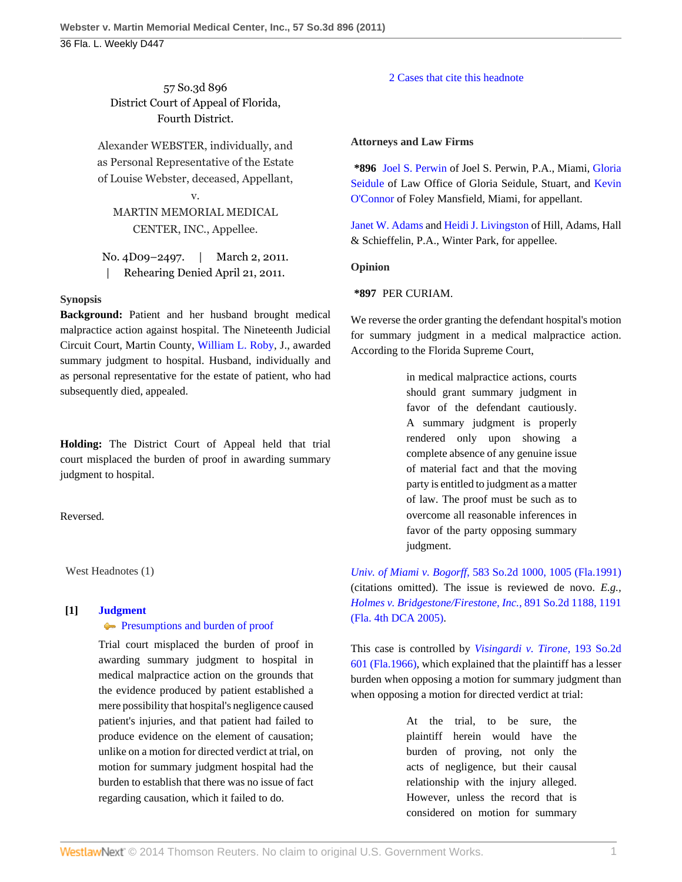57 So.3d 896
District Court of Appeal of Florida,
Fourth District.

Alexander WEBSTER, individually, and as Personal Representative of the Estate of Louise Webster, deceased, Appellant,

v.

MARTIN MEMORIAL MEDICAL CENTER, INC., Appellee.

No. 4D09–2497. | March 2, 2011. | Rehearing Denied April 21, 2011.

## Synopsis

**Background:** Patient and her husband brought medical malpractice action against hospital. The Nineteenth Judicial Circuit Court, Martin County, William L. Roby, J., awarded summary judgment to hospital. Husband, individually and as personal representative for the estate of patient, who had subsequently died, appealed.

**Holding:** The District Court of Appeal held that trial court misplaced the burden of proof in awarding summary judgment to hospital.

Reversed.

West Headnotes (1)

**[1] Judgment**
Presumptions and burden of proof

Trial court misplaced the burden of proof in awarding summary judgment to hospital in medical malpractice action on the grounds that the evidence produced by patient established a mere possibility that hospital's negligence caused patient's injuries, and that patient had failed to produce evidence on the element of causation; unlike on a motion for directed verdict at trial, on motion for summary judgment hospital had the burden to establish that there was no issue of fact regarding causation, which it failed to do.

2 Cases that cite this headnote

**Attorneys and Law Firms**

**\*896** Joel S. Perwin of Joel S. Perwin, P.A., Miami, Gloria Seidule of Law Office of Gloria Seidule, Stuart, and Kevin O'Connor of Foley Mansfield, Miami, for appellant.

Janet W. Adams and Heidi J. Livingston of Hill, Adams, Hall & Schieffelin, P.A., Winter Park, for appellee.

**Opinion**

**\*897** PER CURIAM.

We reverse the order granting the defendant hospital's motion for summary judgment in a medical malpractice action. According to the Florida Supreme Court,

> in medical malpractice actions, courts should grant summary judgment in favor of the defendant cautiously. A summary judgment is properly rendered only upon showing a complete absence of any genuine issue of material fact and that the moving party is entitled to judgment as a matter of law. The proof must be such as to overcome all reasonable inferences in favor of the party opposing summary judgment.

*Univ. of Miami v. Bogorff,* 583 So.2d 1000, 1005 (Fla.1991) (citations omitted). The issue is reviewed de novo. *E.g., Holmes v. Bridgestone/Firestone, Inc.,* 891 So.2d 1188, 1191 (Fla. 4th DCA 2005).

This case is controlled by *Visingardi v. Tirone,* 193 So.2d 601 (Fla.1966), which explained that the plaintiff has a lesser burden when opposing a motion for summary judgment than when opposing a motion for directed verdict at trial:

> At the trial, to be sure, the plaintiff herein would have the burden of proving, not only the acts of negligence, but their causal relationship with the injury alleged. However, unless the record that is considered on motion for summary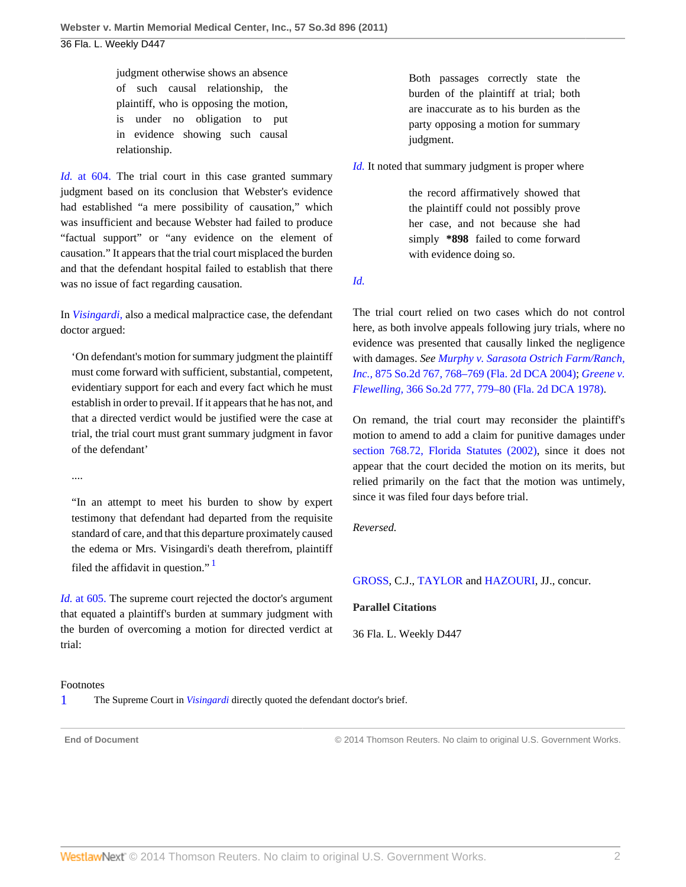judgment otherwise shows an absence of such causal relationship, the plaintiff, who is opposing the motion, is under no obligation to put in evidence showing such causal relationship.

*Id.* at 604. The trial court in this case granted summary judgment based on its conclusion that Webster's evidence had established "a mere possibility of causation," which was insufficient and because Webster had failed to produce "factual support" or "any evidence on the element of causation." It appears that the trial court misplaced the burden and that the defendant hospital failed to establish that there was no issue of fact regarding causation.

In *Visingardi,* also a medical malpractice case, the defendant doctor argued:

> 'On defendant's motion for summary judgment the plaintiff must come forward with sufficient, substantial, competent, evidentiary support for each and every fact which he must establish in order to prevail. If it appears that he has not, and that a directed verdict would be justified were the case at trial, the trial court must grant summary judgment in favor of the defendant'
>
> ....
>
> "In an attempt to meet his burden to show by expert testimony that defendant had departed from the requisite standard of care, and that this departure proximately caused the edema or Mrs. Visingardi's death therefrom, plaintiff filed the affidavit in question." [1]

*Id.* at 605. The supreme court rejected the doctor's argument that equated a plaintiff's burden at summary judgment with the burden of overcoming a motion for directed verdict at trial:

> Both passages correctly state the burden of the plaintiff at trial; both are inaccurate as to his burden as the party opposing a motion for summary judgment.

*Id.* It noted that summary judgment is proper where

> the record affirmatively showed that the plaintiff could not possibly prove her case, and not because she had simply **\*898** failed to come forward with evidence doing so.

*Id.*

The trial court relied on two cases which do not control here, as both involve appeals following jury trials, where no evidence was presented that causally linked the negligence with damages. *See Murphy v. Sarasota Ostrich Farm/Ranch, Inc.,* 875 So.2d 767, 768–769 (Fla. 2d DCA 2004); *Greene v. Flewelling,* 366 So.2d 777, 779–80 (Fla. 2d DCA 1978).

On remand, the trial court may reconsider the plaintiff's motion to amend to add a claim for punitive damages under section 768.72, Florida Statutes (2002), since it does not appear that the court decided the motion on its merits, but relied primarily on the fact that the motion was untimely, since it was filed four days before trial.

*Reversed.*

GROSS, C.J., TAYLOR and HAZOURI, JJ., concur.

**Parallel Citations**

36 Fla. L. Weekly D447

Footnotes

1 The Supreme Court in *Visingardi* directly quoted the defendant doctor's brief.

End of Document